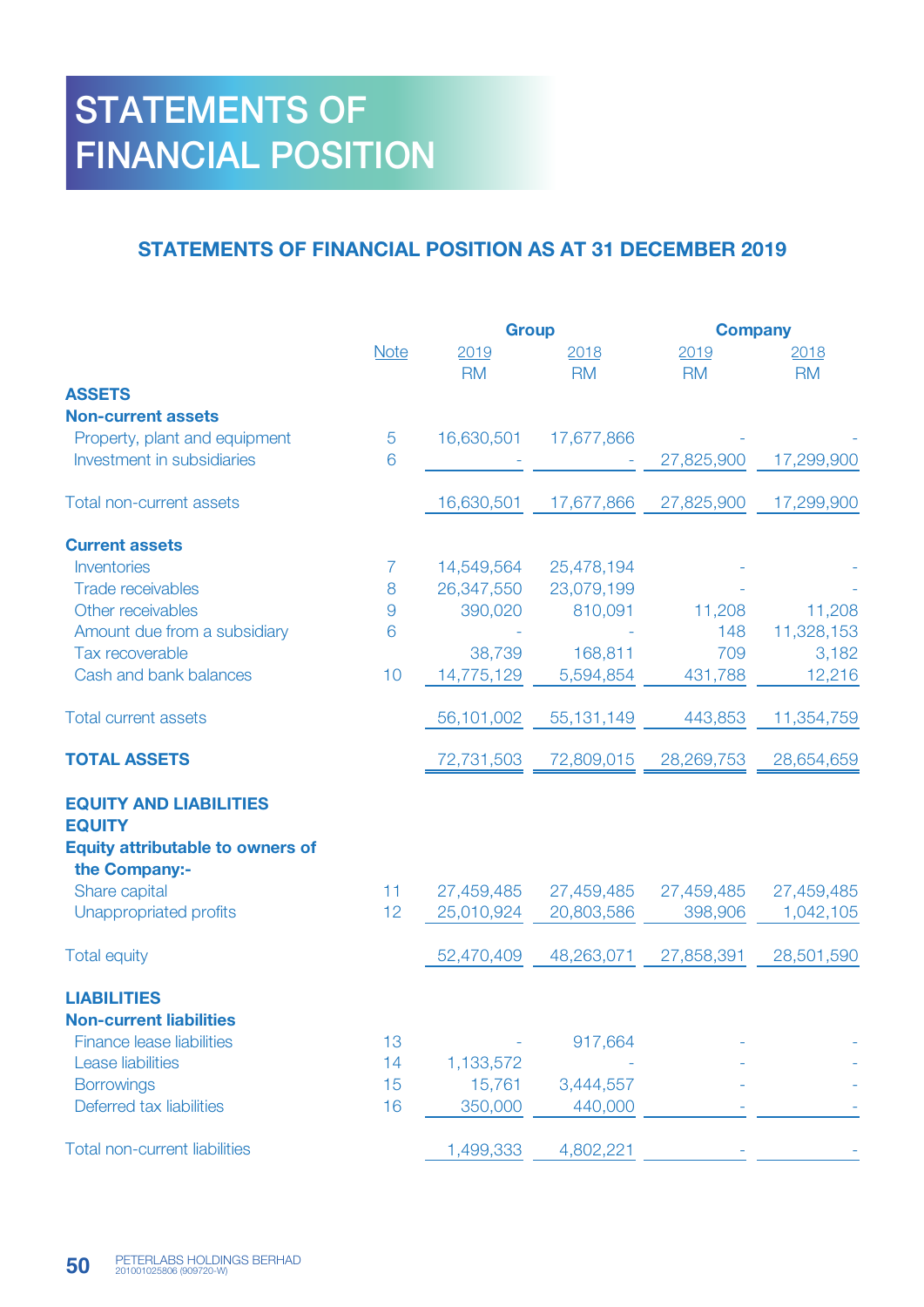# STATEMENTS OF FINANCIAL POSITION

## STATEMENTS OF FINANCIAL POSITION AS AT 31 DECEMBER 2019

| | Note | Group | | Company | |
|---|---|---|---|---|---|
| | | 2019 | 2018 | 2019 | 2018 |
| | | RM | RM | RM | RM |
| **ASSETS** | | | | | |
| **Non-current assets** | | | | | |
| Property, plant and equipment | 5 | 16,630,501 | 17,677,866 | - | - |
| Investment in subsidiaries | 6 | - | - | 27,825,900 | 17,299,900 |
| Total non-current assets | | 16,630,501 | 17,677,866 | 27,825,900 | 17,299,900 |
| **Current assets** | | | | | |
| Inventories | 7 | 14,549,564 | 25,478,194 | - | - |
| Trade receivables | 8 | 26,347,550 | 23,079,199 | - | - |
| Other receivables | 9 | 390,020 | 810,091 | 11,208 | 11,208 |
| Amount due from a subsidiary | 6 | - | - | 148 | 11,328,153 |
| Tax recoverable | | 38,739 | 168,811 | 709 | 3,182 |
| Cash and bank balances | 10 | 14,775,129 | 5,594,854 | 431,788 | 12,216 |
| Total current assets | | 56,101,002 | 55,131,149 | 443,853 | 11,354,759 |
| **TOTAL ASSETS** | | 72,731,503 | 72,809,015 | 28,269,753 | 28,654,659 |
| **EQUITY AND LIABILITIES** | | | | | |
| **EQUITY** | | | | | |
| **Equity attributable to owners of the Company:-** | | | | | |
| Share capital | 11 | 27,459,485 | 27,459,485 | 27,459,485 | 27,459,485 |
| Unappropriated profits | 12 | 25,010,924 | 20,803,586 | 398,906 | 1,042,105 |
| Total equity | | 52,470,409 | 48,263,071 | 27,858,391 | 28,501,590 |
| **LIABILITIES** | | | | | |
| **Non-current liabilities** | | | | | |
| Finance lease liabilities | 13 | - | 917,664 | - | - |
| Lease liabilities | 14 | 1,133,572 | - | - | - |
| Borrowings | 15 | 15,761 | 3,444,557 | - | - |
| Deferred tax liabilities | 16 | 350,000 | 440,000 | - | - |
| Total non-current liabilities | | 1,499,333 | 4,802,221 | - | - |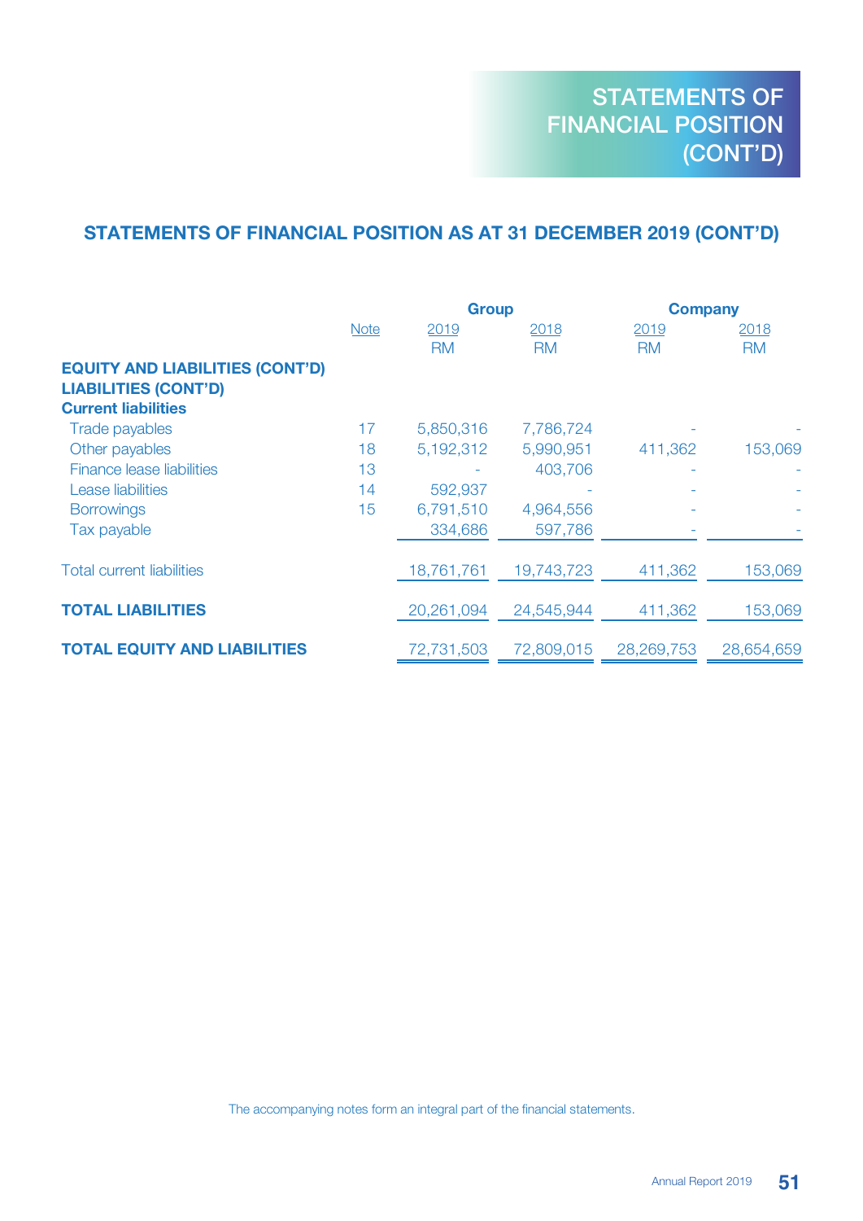# STATEMENTS OF FINANCIAL POSITION (CONT'D)

## STATEMENTS OF FINANCIAL POSITION AS AT 31 DECEMBER 2019 (CONT'D)

| | Note | Group | | Company | |
|---|---|---|---|---|---|
| | | 2019 | 2018 | 2019 | 2018 |
| | | RM | RM | RM | RM |
| **EQUITY AND LIABILITIES (CONT'D)** | | | | | |
| **LIABILITIES (CONT'D)** | | | | | |
| **Current liabilities** | | | | | |
| Trade payables | 17 | 5,850,316 | 7,786,724 | - | - |
| Other payables | 18 | 5,192,312 | 5,990,951 | 411,362 | 153,069 |
| Finance lease liabilities | 13 | - | 403,706 | - | - |
| Lease liabilities | 14 | 592,937 | - | - | - |
| Borrowings | 15 | 6,791,510 | 4,964,556 | - | - |
| Tax payable | | 334,686 | 597,786 | - | - |
| Total current liabilities | | 18,761,761 | 19,743,723 | 411,362 | 153,069 |
| **TOTAL LIABILITIES** | | 20,261,094 | 24,545,944 | 411,362 | 153,069 |
| **TOTAL EQUITY AND LIABILITIES** | | 72,731,503 | 72,809,015 | 28,269,753 | 28,654,659 |

The accompanying notes form an integral part of the financial statements.